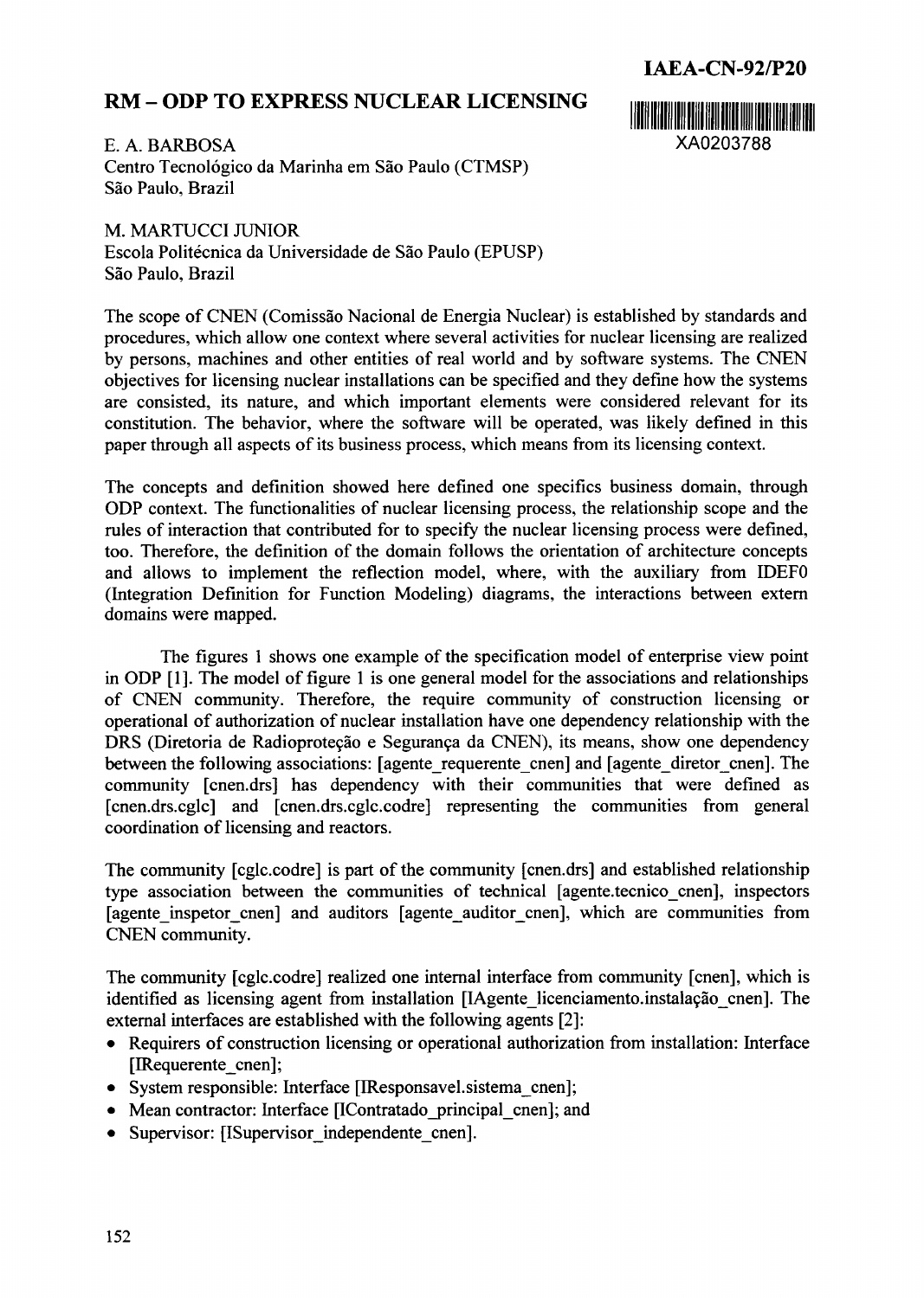IAEA-CN-92/P20

# RM – ODP TO EXPRESS NUCLEAR LICENSING

XA0203788

E. A. BARBOSA
Centro Tecnológico da Marinha em São Paulo (CTMSP)
São Paulo, Brazil

M. MARTUCCI JUNIOR
Escola Politécnica da Universidade de São Paulo (EPUSP)
São Paulo, Brazil

The scope of CNEN (Comissão Nacional de Energia Nuclear) is established by standards and procedures, which allow one context where several activities for nuclear licensing are realized by persons, machines and other entities of real world and by software systems. The CNEN objectives for licensing nuclear installations can be specified and they define how the systems are consisted, its nature, and which important elements were considered relevant for its constitution. The behavior, where the software will be operated, was likely defined in this paper through all aspects of its business process, which means from its licensing context.

The concepts and definition showed here defined one specifics business domain, through ODP context. The functionalities of nuclear licensing process, the relationship scope and the rules of interaction that contributed for to specify the nuclear licensing process were defined, too. Therefore, the definition of the domain follows the orientation of architecture concepts and allows to implement the reflection model, where, with the auxiliary from IDEF0 (Integration Definition for Function Modeling) diagrams, the interactions between extern domains were mapped.

The figures 1 shows one example of the specification model of enterprise view point in ODP [1]. The model of figure 1 is one general model for the associations and relationships of CNEN community. Therefore, the require community of construction licensing or operational of authorization of nuclear installation have one dependency relationship with the DRS (Diretoria de Radioproteção e Segurança da CNEN), its means, show one dependency between the following associations: [agente_requerente_cnen] and [agente_diretor_cnen]. The community [cnen.drs] has dependency with their communities that were defined as [cnen.drs.cglc] and [cnen.drs.cglc.codre] representing the communities from general coordination of licensing and reactors.

The community [cglc.codre] is part of the community [cnen.drs] and established relationship type association between the communities of technical [agente.tecnico_cnen], inspectors [agente_inspetor_cnen] and auditors [agente_auditor_cnen], which are communities from CNEN community.

The community [cglc.codre] realized one internal interface from community [cnen], which is identified as licensing agent from installation [IAgente_licenciamento.instalação_cnen]. The external interfaces are established with the following agents [2]:

- Requirers of construction licensing or operational authorization from installation: Interface [IRequerente_cnen];
- System responsible: Interface [IResponsavel.sistema_cnen];
- Mean contractor: Interface [IContratado_principal_cnen]; and
- Supervisor: [ISupervisor_independente_cnen].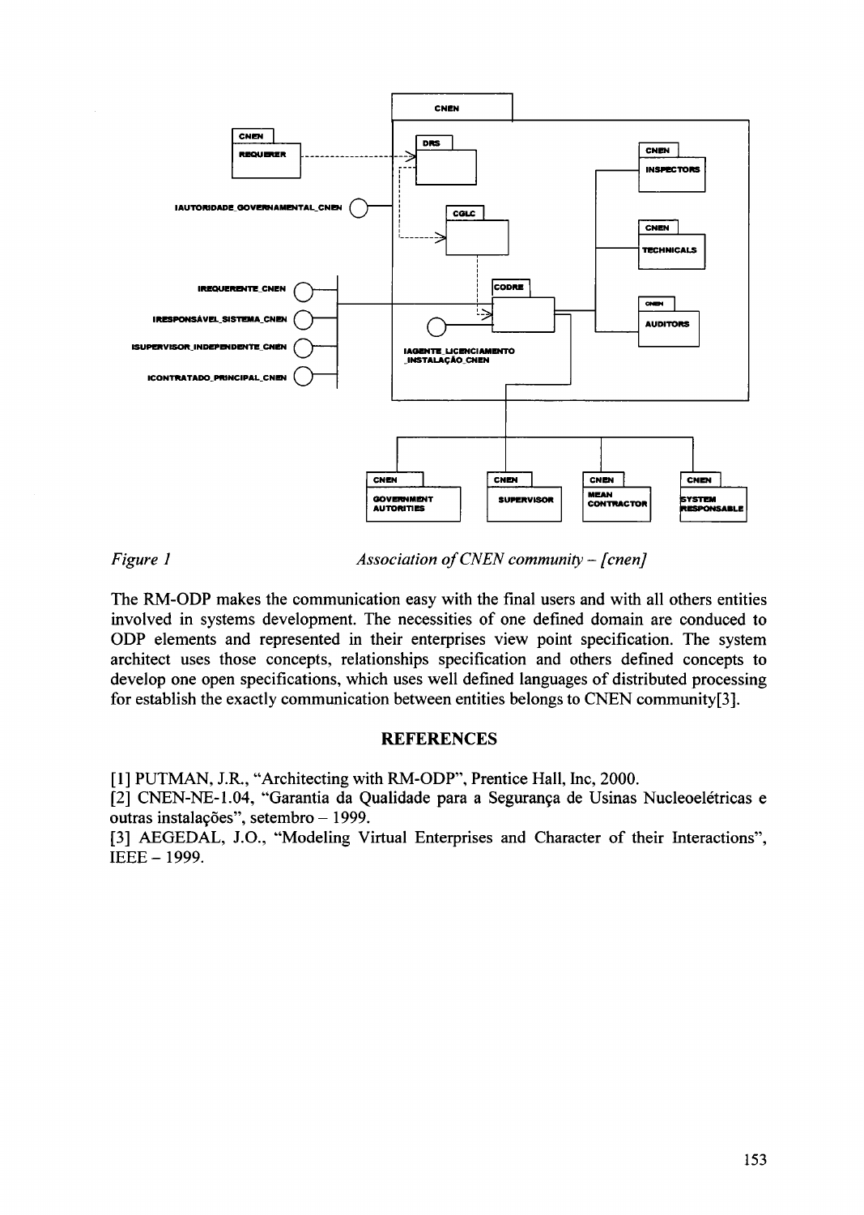CNEN

CNEN
REQUERER

DRS

CNEN
INSPECTORS

IAUTORIDADE_GOVERNAMENTAL_CNEN

CGLC

CNEN
TECHNICALS

IREQUERENTE_CNEN

CODRE

CNEN
AUDITORS

IRESPONSÁVEL_SISTEMA_CNEN

ISUPERVISOR_INDEPENDENTE_CNEN

IAGENTE_LICENCIAMENTO
_INSTALAÇÃO_CNEN

ICONTRATADO_PRINCIPAL_CNEN

CNEN
GOVERNMENT
AUTORITIES

CNEN
SUPERVISOR

CNEN
MEAN
CONTRACTOR

CNEN
SYSTEM
RESPONSABLE

*Figure 1* *Association of CNEN community – [cnen]*

The RM-ODP makes the communication easy with the final users and with all others entities involved in systems development. The necessities of one defined domain are conduced to ODP elements and represented in their enterprises view point specification. The system architect uses those concepts, relationships specification and others defined concepts to develop one open specifications, which uses well defined languages of distributed processing for establish the exactly communication between entities belongs to CNEN community[3].

## REFERENCES

[1] PUTMAN, J.R., "Architecting with RM-ODP", Prentice Hall, Inc, 2000.

[2] CNEN-NE-1.04, "Garantia da Qualidade para a Segurança de Usinas Nucleoelétricas e outras instalações", setembro – 1999.

[3] AEGEDAL, J.O., "Modeling Virtual Enterprises and Character of their Interactions", IEEE – 1999.